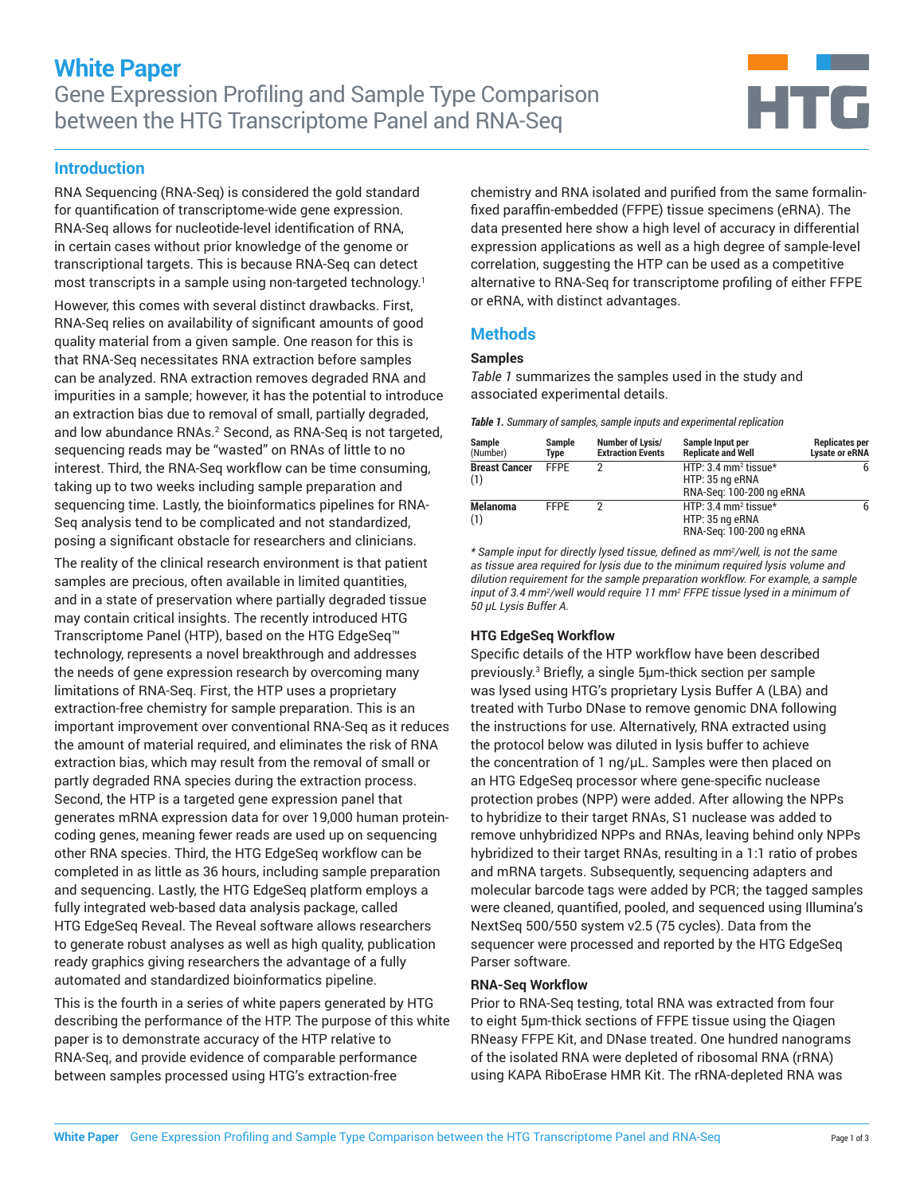# White Paper

## Gene Expression Profiling and Sample Type Comparison between the HTG Transcriptome Panel and RNA-Seq

## Introduction

RNA Sequencing (RNA-Seq) is considered the gold standard for quantification of transcriptome-wide gene expression. RNA-Seq allows for nucleotide-level identification of RNA, in certain cases without prior knowledge of the genome or transcriptional targets. This is because RNA-Seq can detect most transcripts in a sample using non-targeted technology.[1]

However, this comes with several distinct drawbacks. First, RNA-Seq relies on availability of significant amounts of good quality material from a given sample. One reason for this is that RNA-Seq necessitates RNA extraction before samples can be analyzed. RNA extraction removes degraded RNA and impurities in a sample; however, it has the potential to introduce an extraction bias due to removal of small, partially degraded, and low abundance RNAs.[2] Second, as RNA-Seq is not targeted, sequencing reads may be "wasted" on RNAs of little to no interest. Third, the RNA-Seq workflow can be time consuming, taking up to two weeks including sample preparation and sequencing time. Lastly, the bioinformatics pipelines for RNA-Seq analysis tend to be complicated and not standardized, posing a significant obstacle for researchers and clinicians.

The reality of the clinical research environment is that patient samples are precious, often available in limited quantities, and in a state of preservation where partially degraded tissue may contain critical insights. The recently introduced HTG Transcriptome Panel (HTP), based on the HTG EdgeSeq™ technology, represents a novel breakthrough and addresses the needs of gene expression research by overcoming many limitations of RNA-Seq. First, the HTP uses a proprietary extraction-free chemistry for sample preparation. This is an important improvement over conventional RNA-Seq as it reduces the amount of material required, and eliminates the risk of RNA extraction bias, which may result from the removal of small or partly degraded RNA species during the extraction process. Second, the HTP is a targeted gene expression panel that generates mRNA expression data for over 19,000 human protein-coding genes, meaning fewer reads are used up on sequencing other RNA species. Third, the HTG EdgeSeq workflow can be completed in as little as 36 hours, including sample preparation and sequencing. Lastly, the HTG EdgeSeq platform employs a fully integrated web-based data analysis package, called HTG EdgeSeq Reveal. The Reveal software allows researchers to generate robust analyses as well as high quality, publication ready graphics giving researchers the advantage of a fully automated and standardized bioinformatics pipeline.

This is the fourth in a series of white papers generated by HTG describing the performance of the HTP. The purpose of this white paper is to demonstrate accuracy of the HTP relative to RNA-Seq, and provide evidence of comparable performance between samples processed using HTG's extraction-free chemistry and RNA isolated and purified from the same formalin-fixed paraffin-embedded (FFPE) tissue specimens (eRNA). The data presented here show a high level of accuracy in differential expression applications as well as a high degree of sample-level correlation, suggesting the HTP can be used as a competitive alternative to RNA-Seq for transcriptome profiling of either FFPE or eRNA, with distinct advantages.

## Methods

### Samples

*Table 1* summarizes the samples used in the study and associated experimental details.

***Table 1.*** *Summary of samples, sample inputs and experimental replication*

| Sample (Number) | Sample Type | Number of Lysis/ Extraction Events | Sample Input per Replicate and Well | Replicates per Lysate or eRNA |
|---|---|---|---|---|
| **Breast Cancer** (1) | FFPE | 2 | HTP: 3.4 mm$^2$ tissue*<br>HTP: 35 ng eRNA<br>RNA-Seq: 100-200 ng eRNA | 6 |
| **Melanoma** (1) | FFPE | 2 | HTP: 3.4 mm$^2$ tissue*<br>HTP: 35 ng eRNA<br>RNA-Seq: 100-200 ng eRNA | 6 |

*\* Sample input for directly lysed tissue, defined as mm$^2$/well, is not the same as tissue area required for lysis due to the minimum required lysis volume and dilution requirement for the sample preparation workflow. For example, a sample input of 3.4 mm$^2$/well would require 11 mm$^2$ FFPE tissue lysed in a minimum of 50 µL Lysis Buffer A.*

### HTG EdgeSeq Workflow

Specific details of the HTP workflow have been described previously.[3] Briefly, a single 5µm-thick section per sample was lysed using HTG's proprietary Lysis Buffer A (LBA) and treated with Turbo DNase to remove genomic DNA following the instructions for use. Alternatively, RNA extracted using the protocol below was diluted in lysis buffer to achieve the concentration of 1 ng/µL. Samples were then placed on an HTG EdgeSeq processor where gene-specific nuclease protection probes (NPP) were added. After allowing the NPPs to hybridize to their target RNAs, S1 nuclease was added to remove unhybridized NPPs and RNAs, leaving behind only NPPs hybridized to their target RNAs, resulting in a 1:1 ratio of probes and mRNA targets. Subsequently, sequencing adapters and molecular barcode tags were added by PCR; the tagged samples were cleaned, quantified, pooled, and sequenced using Illumina's NextSeq 500/550 system v2.5 (75 cycles). Data from the sequencer were processed and reported by the HTG EdgeSeq Parser software.

### RNA-Seq Workflow

Prior to RNA-Seq testing, total RNA was extracted from four to eight 5µm-thick sections of FFPE tissue using the Qiagen RNeasy FFPE Kit, and DNase treated. One hundred nanograms of the isolated RNA were depleted of ribosomal RNA (rRNA) using KAPA RiboErase HMR Kit. The rRNA-depleted RNA was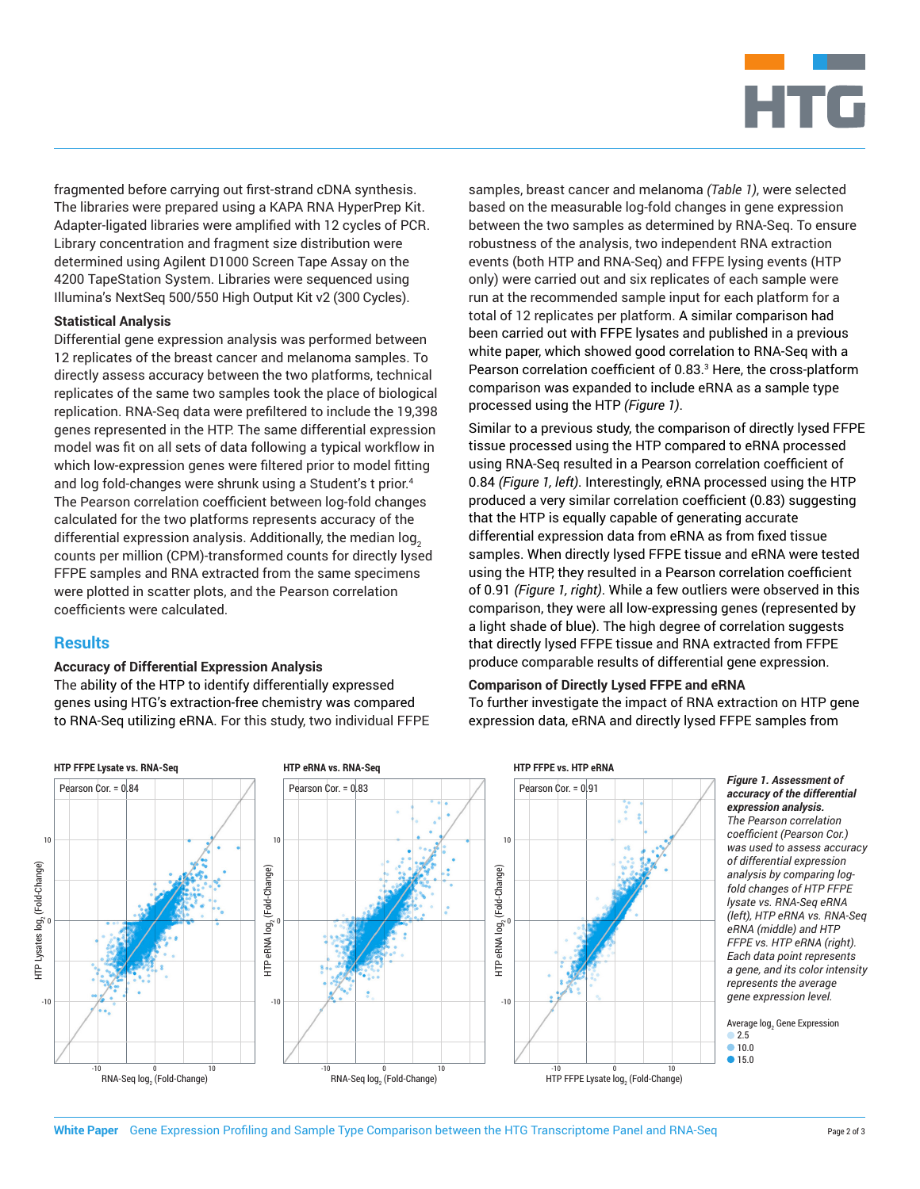fragmented before carrying out first-strand cDNA synthesis. The libraries were prepared using a KAPA RNA HyperPrep Kit. Adapter-ligated libraries were amplified with 12 cycles of PCR. Library concentration and fragment size distribution were determined using Agilent D1000 Screen Tape Assay on the 4200 TapeStation System. Libraries were sequenced using Illumina's NextSeq 500/550 High Output Kit v2 (300 Cycles).

**Statistical Analysis**

Differential gene expression analysis was performed between 12 replicates of the breast cancer and melanoma samples. To directly assess accuracy between the two platforms, technical replicates of the same two samples took the place of biological replication. RNA-Seq data were prefiltered to include the 19,398 genes represented in the HTP. The same differential expression model was fit on all sets of data following a typical workflow in which low-expression genes were filtered prior to model fitting and log fold-changes were shrunk using a Student's t prior.[4] The Pearson correlation coefficient between log-fold changes calculated for the two platforms represents accuracy of the differential expression analysis. Additionally, the median $\log_2$ counts per million (CPM)-transformed counts for directly lysed FFPE samples and RNA extracted from the same specimens were plotted in scatter plots, and the Pearson correlation coefficients were calculated.

## Results

**Accuracy of Differential Expression Analysis**

The ability of the HTP to identify differentially expressed genes using HTG's extraction-free chemistry was compared to RNA-Seq utilizing eRNA. For this study, two individual FFPE samples, breast cancer and melanoma *(Table 1)*, were selected based on the measurable log-fold changes in gene expression between the two samples as determined by RNA-Seq. To ensure robustness of the analysis, two independent RNA extraction events (both HTP and RNA-Seq) and FFPE lysing events (HTP only) were carried out and six replicates of each sample were run at the recommended sample input for each platform for a total of 12 replicates per platform. A similar comparison had been carried out with FFPE lysates and published in a previous white paper, which showed good correlation to RNA-Seq with a Pearson correlation coefficient of 0.83.[3] Here, the cross-platform comparison was expanded to include eRNA as a sample type processed using the HTP *(Figure 1)*.

Similar to a previous study, the comparison of directly lysed FFPE tissue processed using the HTP compared to eRNA processed using RNA-Seq resulted in a Pearson correlation coefficient of 0.84 *(Figure 1, left)*. Interestingly, eRNA processed using the HTP produced a very similar correlation coefficient (0.83) suggesting that the HTP is equally capable of generating accurate differential expression data from eRNA as from fixed tissue samples. When directly lysed FFPE tissue and eRNA were tested using the HTP, they resulted in a Pearson correlation coefficient of 0.91 *(Figure 1, right)*. While a few outliers were observed in this comparison, they were all low-expressing genes (represented by a light shade of blue). The high degree of correlation suggests that directly lysed FFPE tissue and RNA extracted from FFPE produce comparable results of differential gene expression.

**Comparison of Directly Lysed FFPE and eRNA**

To further investigate the impact of RNA extraction on HTP gene expression data, eRNA and directly lysed FFPE samples from

***Figure 1. Assessment of accuracy of the differential expression analysis.*** *The Pearson correlation coefficient (Pearson Cor.) was used to assess accuracy of differential expression analysis by comparing log-fold changes of HTP FFPE lysate vs. RNA-Seq eRNA (left), HTP eRNA vs. RNA-Seq eRNA (middle) and HTP FFPE vs. HTP eRNA (right). Each data point represents a gene, and its color intensity represents the average gene expression level.*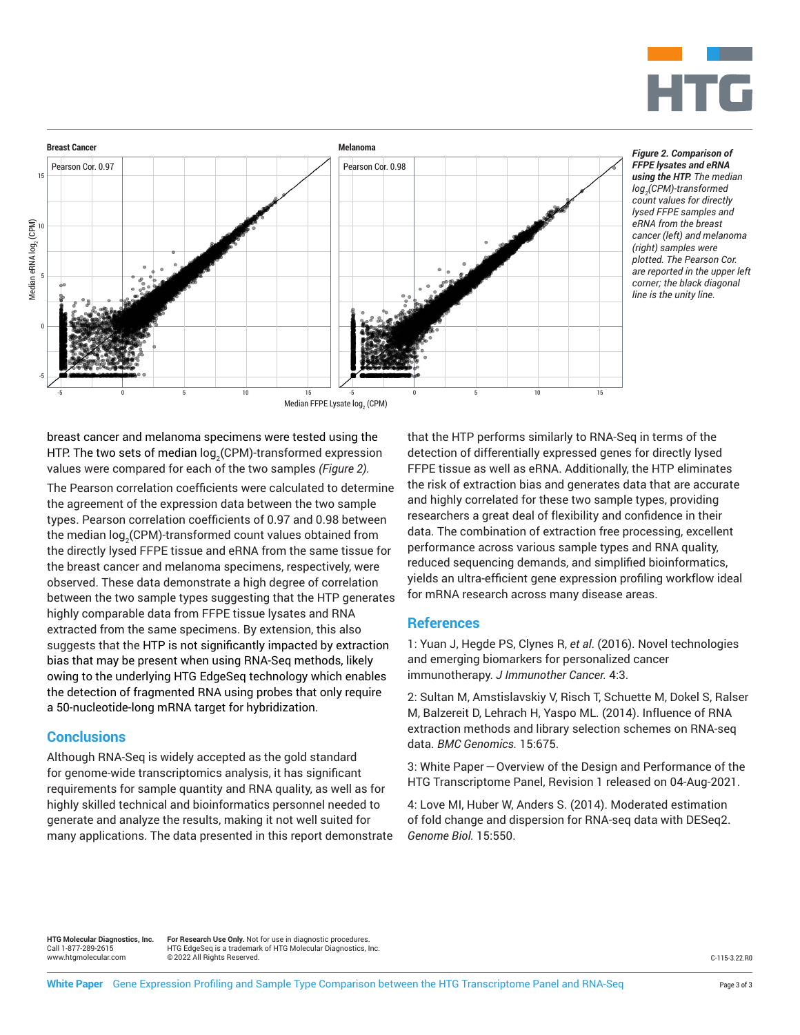Breast Cancer

Pearson Cor. 0.97

Melanoma

Pearson Cor. 0.98

Median eRNA $\log_2$ (CPM)

15
10
5
0
-5

-5
0
5
10
15

Median FFPE Lysate $\log_2$ (CPM)

***Figure 2. Comparison of FFPE lysates and eRNA using the HTP.*** *The median $\log_2$(CPM)-transformed count values for directly lysed FFPE samples and eRNA from the breast cancer (left) and melanoma (right) samples were plotted. The Pearson Cor. are reported in the upper left corner; the black diagonal line is the unity line.*

breast cancer and melanoma specimens were tested using the HTP. The two sets of median $\log_2$(CPM)-transformed expression values were compared for each of the two samples *(Figure 2).*

The Pearson correlation coefficients were calculated to determine the agreement of the expression data between the two sample types. Pearson correlation coefficients of 0.97 and 0.98 between the median $\log_2$(CPM)-transformed count values obtained from the directly lysed FFPE tissue and eRNA from the same tissue for the breast cancer and melanoma specimens, respectively, were observed. These data demonstrate a high degree of correlation between the two sample types suggesting that the HTP generates highly comparable data from FFPE tissue lysates and RNA extracted from the same specimens. By extension, this also suggests that the HTP is not significantly impacted by extraction bias that may be present when using RNA-Seq methods, likely owing to the underlying HTG EdgeSeq technology which enables the detection of fragmented RNA using probes that only require a 50-nucleotide-long mRNA target for hybridization.

## Conclusions

Although RNA-Seq is widely accepted as the gold standard for genome-wide transcriptomics analysis, it has significant requirements for sample quantity and RNA quality, as well as for highly skilled technical and bioinformatics personnel needed to generate and analyze the results, making it not well suited for many applications. The data presented in this report demonstrate that the HTP performs similarly to RNA-Seq in terms of the detection of differentially expressed genes for directly lysed FFPE tissue as well as eRNA. Additionally, the HTP eliminates the risk of extraction bias and generates data that are accurate and highly correlated for these two sample types, providing researchers a great deal of flexibility and confidence in their data. The combination of extraction free processing, excellent performance across various sample types and RNA quality, reduced sequencing demands, and simplified bioinformatics, yields an ultra-efficient gene expression profiling workflow ideal for mRNA research across many disease areas.

## References

1: Yuan J, Hegde PS, Clynes R, *et al.* (2016). Novel technologies and emerging biomarkers for personalized cancer immunotherapy. *J Immunother Cancer.* 4:3.

2: Sultan M, Amstislavskiy V, Risch T, Schuette M, Dokel S, Ralser M, Balzereit D, Lehrach H, Yaspo ML. (2014). Influence of RNA extraction methods and library selection schemes on RNA-seq data. *BMC Genomics.* 15:675.

3: White Paper — Overview of the Design and Performance of the HTG Transcriptome Panel, Revision 1 released on 04-Aug-2021.

4: Love MI, Huber W, Anders S. (2014). Moderated estimation of fold change and dispersion for RNA-seq data with DESeq2. *Genome Biol.* 15:550.

**HTG Molecular Diagnostics, Inc.**
Call 1-877-289-2615
www.htgmolecular.com

**For Research Use Only.** Not for use in diagnostic procedures.
HTG EdgeSeq is a trademark of HTG Molecular Diagnostics, Inc.
©2022 All Rights Reserved.

C-115-3.22.R0